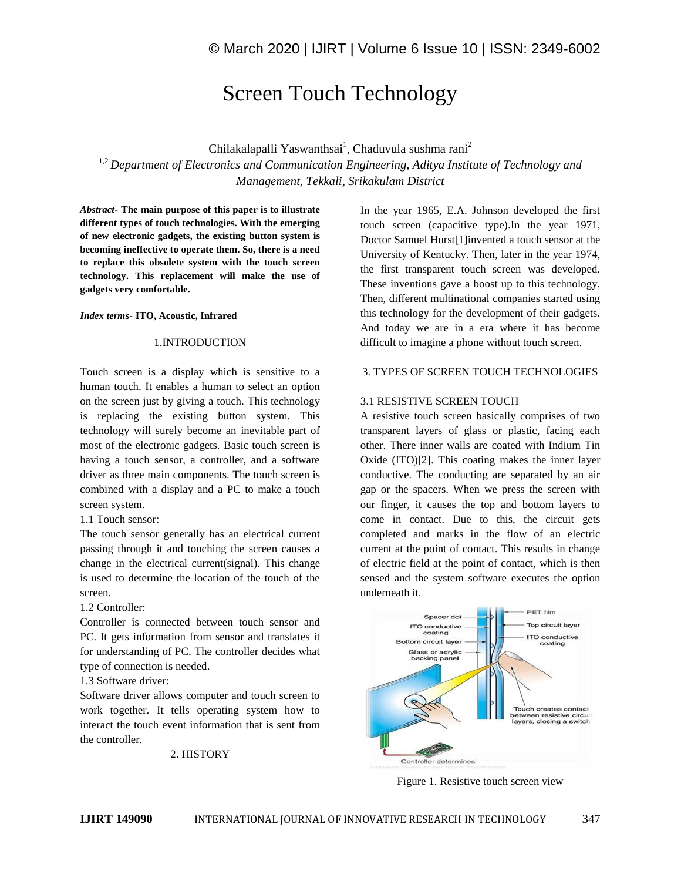# Screen Touch Technology

Chilakalapalli Yaswanthsai[1], Chaduvula sushma rani[2]

[1,2] *Department of Electronics and Communication Engineering, Aditya Institute of Technology and Management, Tekkali, Srikakulam District*

***Abstract-*** **The main purpose of this paper is to illustrate different types of touch technologies. With the emerging of new electronic gadgets, the existing button system is becoming ineffective to operate them. So, there is a need to replace this obsolete system with the touch screen technology. This replacement will make the use of gadgets very comfortable.**

***Index terms-*** **ITO, Acoustic, Infrared**

## 1.INTRODUCTION

Touch screen is a display which is sensitive to a human touch. It enables a human to select an option on the screen just by giving a touch. This technology is replacing the existing button system. This technology will surely become an inevitable part of most of the electronic gadgets. Basic touch screen is having a touch sensor, a controller, and a software driver as three main components. The touch screen is combined with a display and a PC to make a touch screen system.

1.1 Touch sensor:

The touch sensor generally has an electrical current passing through it and touching the screen causes a change in the electrical current(signal). This change is used to determine the location of the touch of the screen.

1.2 Controller:

Controller is connected between touch sensor and PC. It gets information from sensor and translates it for understanding of PC. The controller decides what type of connection is needed.

1.3 Software driver:

Software driver allows computer and touch screen to work together. It tells operating system how to interact the touch event information that is sent from the controller.

## 2. HISTORY

In the year 1965, E.A. Johnson developed the first touch screen (capacitive type).In the year 1971, Doctor Samuel Hurst[1]invented a touch sensor at the University of Kentucky. Then, later in the year 1974, the first transparent touch screen was developed. These inventions gave a boost up to this technology. Then, different multinational companies started using this technology for the development of their gadgets. And today we are in a era where it has become difficult to imagine a phone without touch screen.

## 3. TYPES OF SCREEN TOUCH TECHNOLOGIES

### 3.1 RESISTIVE SCREEN TOUCH

A resistive touch screen basically comprises of two transparent layers of glass or plastic, facing each other. There inner walls are coated with Indium Tin Oxide (ITO)[2]. This coating makes the inner layer conductive. The conducting are separated by an air gap or the spacers. When we press the screen with our finger, it causes the top and bottom layers to come in contact. Due to this, the circuit gets completed and marks in the flow of an electric current at the point of contact. This results in change of electric field at the point of contact, which is then sensed and the system software executes the option underneath it.

Figure 1. Resistive touch screen view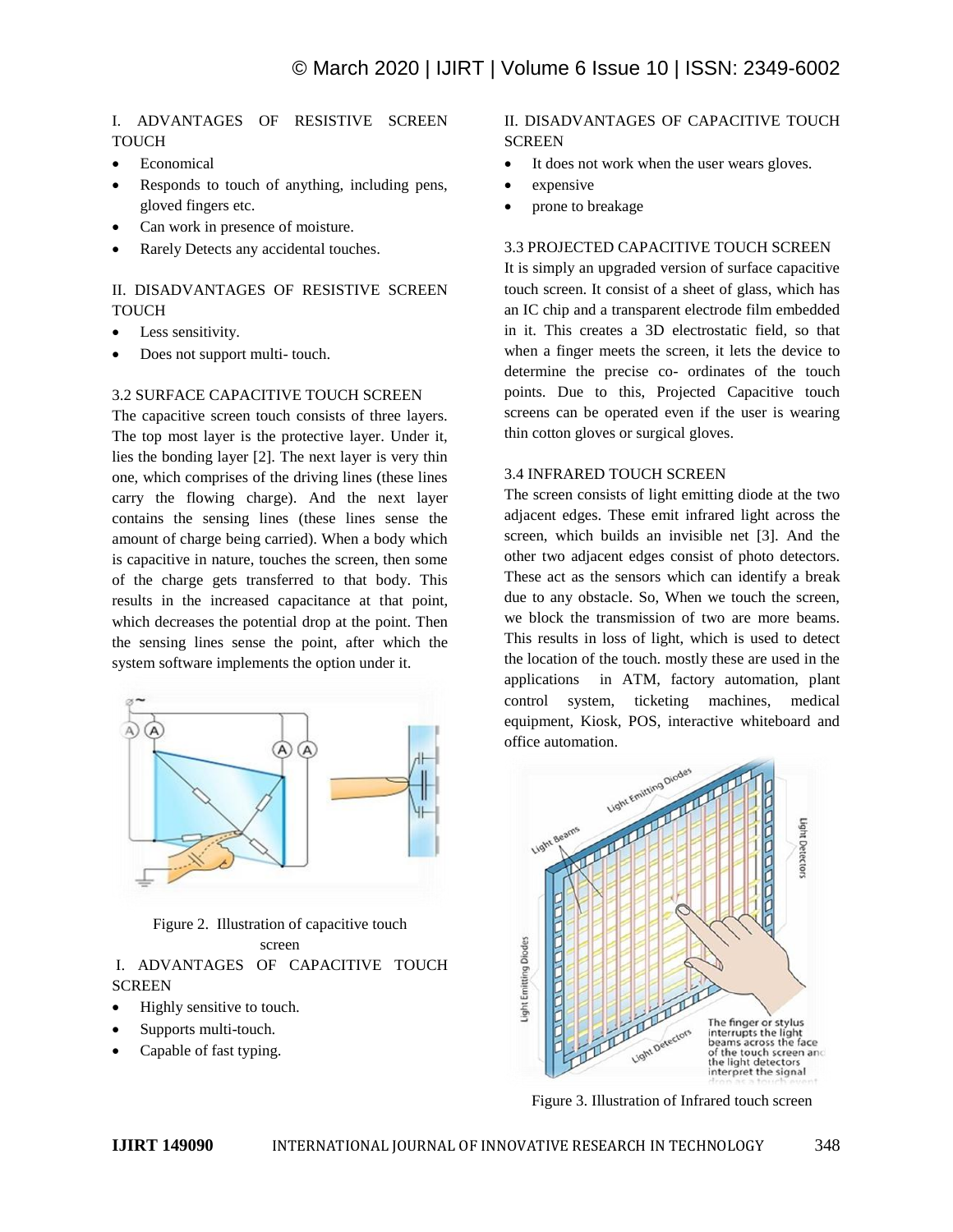I. ADVANTAGES OF RESISTIVE SCREEN TOUCH

- Economical
- Responds to touch of anything, including pens, gloved fingers etc.
- Can work in presence of moisture.
- Rarely Detects any accidental touches.

II. DISADVANTAGES OF RESISTIVE SCREEN TOUCH

- Less sensitivity.
- Does not support multi- touch.

### 3.2 SURFACE CAPACITIVE TOUCH SCREEN

The capacitive screen touch consists of three layers. The top most layer is the protective layer. Under it, lies the bonding layer [2]. The next layer is very thin one, which comprises of the driving lines (these lines carry the flowing charge). And the next layer contains the sensing lines (these lines sense the amount of charge being carried). When a body which is capacitive in nature, touches the screen, then some of the charge gets transferred to that body. This results in the increased capacitance at that point, which decreases the potential drop at the point. Then the sensing lines sense the point, after which the system software implements the option under it.

Figure 2. Illustration of capacitive touch screen

I. ADVANTAGES OF CAPACITIVE TOUCH SCREEN

- Highly sensitive to touch.
- Supports multi-touch.
- Capable of fast typing.

II. DISADVANTAGES OF CAPACITIVE TOUCH SCREEN

- It does not work when the user wears gloves.
- expensive
- prone to breakage

### 3.3 PROJECTED CAPACITIVE TOUCH SCREEN

It is simply an upgraded version of surface capacitive touch screen. It consist of a sheet of glass, which has an IC chip and a transparent electrode film embedded in it. This creates a 3D electrostatic field, so that when a finger meets the screen, it lets the device to determine the precise co- ordinates of the touch points. Due to this, Projected Capacitive touch screens can be operated even if the user is wearing thin cotton gloves or surgical gloves.

### 3.4 INFRARED TOUCH SCREEN

The screen consists of light emitting diode at the two adjacent edges. These emit infrared light across the screen, which builds an invisible net [3]. And the other two adjacent edges consist of photo detectors. These act as the sensors which can identify a break due to any obstacle. So, When we touch the screen, we block the transmission of two are more beams. This results in loss of light, which is used to detect the location of the touch. mostly these are used in the applications in ATM, factory automation, plant control system, ticketing machines, medical equipment, Kiosk, POS, interactive whiteboard and office automation.

Figure 3. Illustration of Infrared touch screen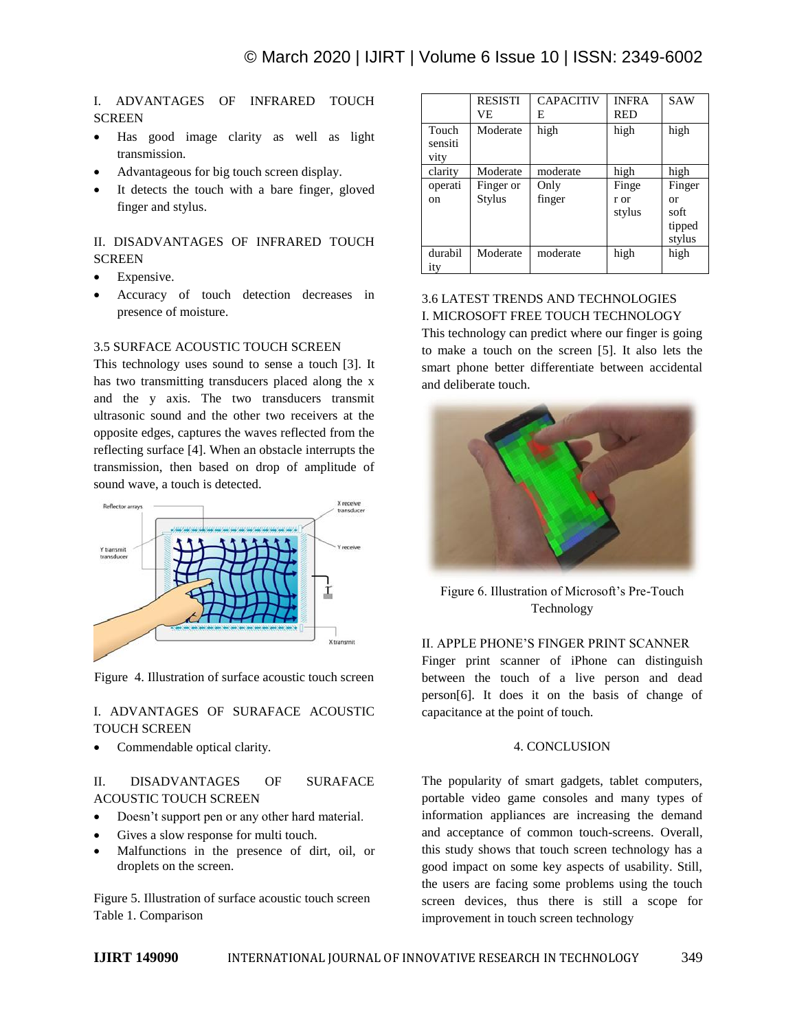I. ADVANTAGES OF INFRARED TOUCH SCREEN

- Has good image clarity as well as light transmission.
- Advantageous for big touch screen display.
- It detects the touch with a bare finger, gloved finger and stylus.

II. DISADVANTAGES OF INFRARED TOUCH SCREEN

- Expensive.
- Accuracy of touch detection decreases in presence of moisture.

### 3.5 SURFACE ACOUSTIC TOUCH SCREEN

This technology uses sound to sense a touch [3]. It has two transmitting transducers placed along the x and the y axis. The two transducers transmit ultrasonic sound and the other two receivers at the opposite edges, captures the waves reflected from the reflecting surface [4]. When an obstacle interrupts the transmission, then based on drop of amplitude of sound wave, a touch is detected.

Figure 4. Illustration of surface acoustic touch screen

I. ADVANTAGES OF SURAFACE ACOUSTIC TOUCH SCREEN

- Commendable optical clarity.

II. DISADVANTAGES OF SURAFACE ACOUSTIC TOUCH SCREEN

- Doesn't support pen or any other hard material.
- Gives a slow response for multi touch.
- Malfunctions in the presence of dirt, oil, or droplets on the screen.

Figure 5. Illustration of surface acoustic touch screen

Table 1. Comparison

| | RESISTIVE | CAPACITIVE | INFRARED | SAW |
|---|---|---|---|---|
| Touch sensitivity | Moderate | high | high | high |
| clarity | Moderate | moderate | high | high |
| operation | Finger or Stylus | Only finger | Finger or stylus | Finger or soft tipped stylus |
| durability | Moderate | moderate | high | high |

### 3.6 LATEST TRENDS AND TECHNOLOGIES

I. MICROSOFT FREE TOUCH TECHNOLOGY

This technology can predict where our finger is going to make a touch on the screen [5]. It also lets the smart phone better differentiate between accidental and deliberate touch.

Figure 6. Illustration of Microsoft's Pre-Touch Technology

II. APPLE PHONE'S FINGER PRINT SCANNER

Finger print scanner of iPhone can distinguish between the touch of a live person and dead person[6]. It does it on the basis of change of capacitance at the point of touch.

## 4. CONCLUSION

The popularity of smart gadgets, tablet computers, portable video game consoles and many types of information appliances are increasing the demand and acceptance of common touch-screens. Overall, this study shows that touch screen technology has a good impact on some key aspects of usability. Still, the users are facing some problems using the touch screen devices, thus there is still a scope for improvement in touch screen technology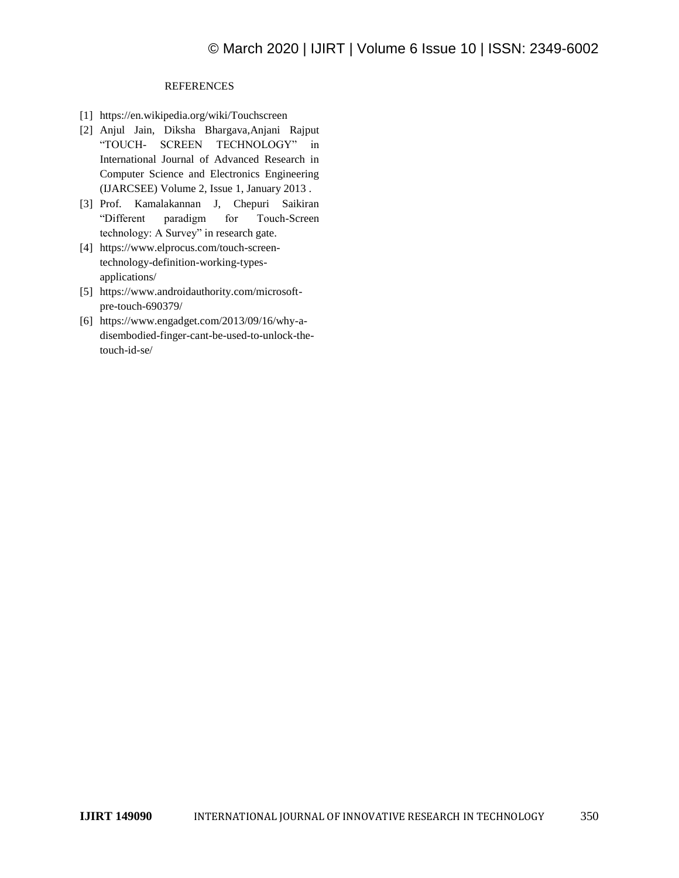## REFERENCES

[1] https://en.wikipedia.org/wiki/Touchscreen

[2] Anjul Jain, Diksha Bhargava,Anjani Rajput "TOUCH- SCREEN TECHNOLOGY" in International Journal of Advanced Research in Computer Science and Electronics Engineering (IJARCSEE) Volume 2, Issue 1, January 2013 .

[3] Prof. Kamalakannan J, Chepuri Saikiran "Different paradigm for Touch-Screen technology: A Survey" in research gate.

[4] https://www.elprocus.com/touch-screen-technology-definition-working-types-applications/

[5] https://www.androidauthority.com/microsoft-pre-touch-690379/

[6] https://www.engadget.com/2013/09/16/why-a-disembodied-finger-cant-be-used-to-unlock-the-touch-id-se/